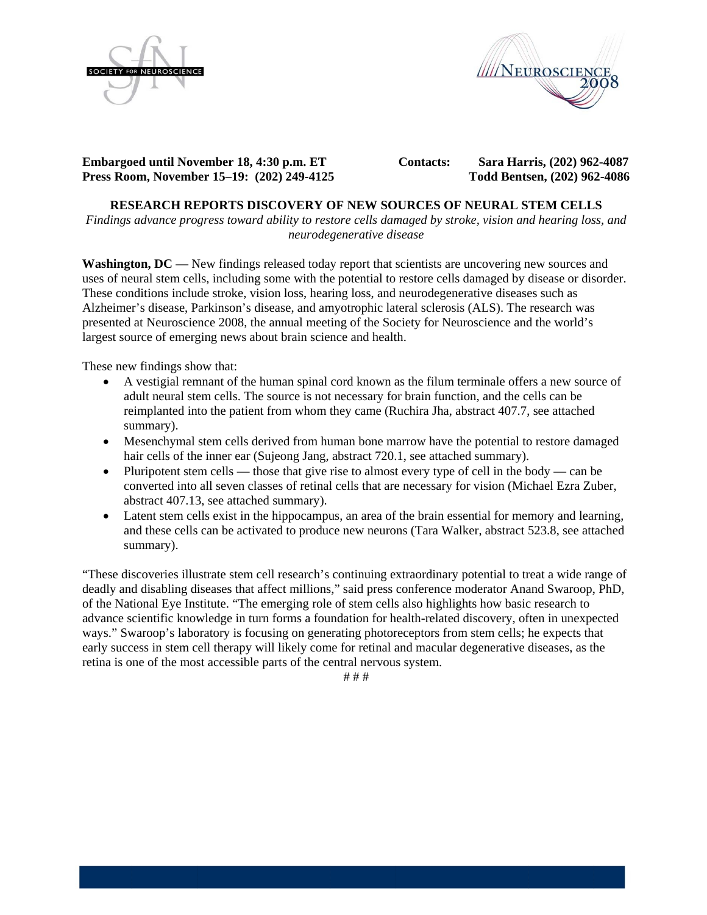**Embargoed until November 18, 4:30 p.m. ET**
**Press Room, November 15–19: (202) 249-4125**

**Contacts: Sara Harris, (202) 962-4087**
**Todd Bentsen, (202) 962-4086**

**RESEARCH REPORTS DISCOVERY OF NEW SOURCES OF NEURAL STEM CELLS**

*Findings advance progress toward ability to restore cells damaged by stroke, vision and hearing loss, and neurodegenerative disease*

**Washington, DC —** New findings released today report that scientists are uncovering new sources and uses of neural stem cells, including some with the potential to restore cells damaged by disease or disorder. These conditions include stroke, vision loss, hearing loss, and neurodegenerative diseases such as Alzheimer's disease, Parkinson's disease, and amyotrophic lateral sclerosis (ALS). The research was presented at Neuroscience 2008, the annual meeting of the Society for Neuroscience and the world's largest source of emerging news about brain science and health.

These new findings show that:

- A vestigial remnant of the human spinal cord known as the filum terminale offers a new source of adult neural stem cells. The source is not necessary for brain function, and the cells can be reimplanted into the patient from whom they came (Ruchira Jha, abstract 407.7, see attached summary).
- Mesenchymal stem cells derived from human bone marrow have the potential to restore damaged hair cells of the inner ear (Sujeong Jang, abstract 720.1, see attached summary).
- Pluripotent stem cells — those that give rise to almost every type of cell in the body — can be converted into all seven classes of retinal cells that are necessary for vision (Michael Ezra Zuber, abstract 407.13, see attached summary).
- Latent stem cells exist in the hippocampus, an area of the brain essential for memory and learning, and these cells can be activated to produce new neurons (Tara Walker, abstract 523.8, see attached summary).

"These discoveries illustrate stem cell research's continuing extraordinary potential to treat a wide range of deadly and disabling diseases that affect millions," said press conference moderator Anand Swaroop, PhD, of the National Eye Institute. "The emerging role of stem cells also highlights how basic research to advance scientific knowledge in turn forms a foundation for health-related discovery, often in unexpected ways." Swaroop's laboratory is focusing on generating photoreceptors from stem cells; he expects that early success in stem cell therapy will likely come for retinal and macular degenerative diseases, as the retina is one of the most accessible parts of the central nervous system.

# # #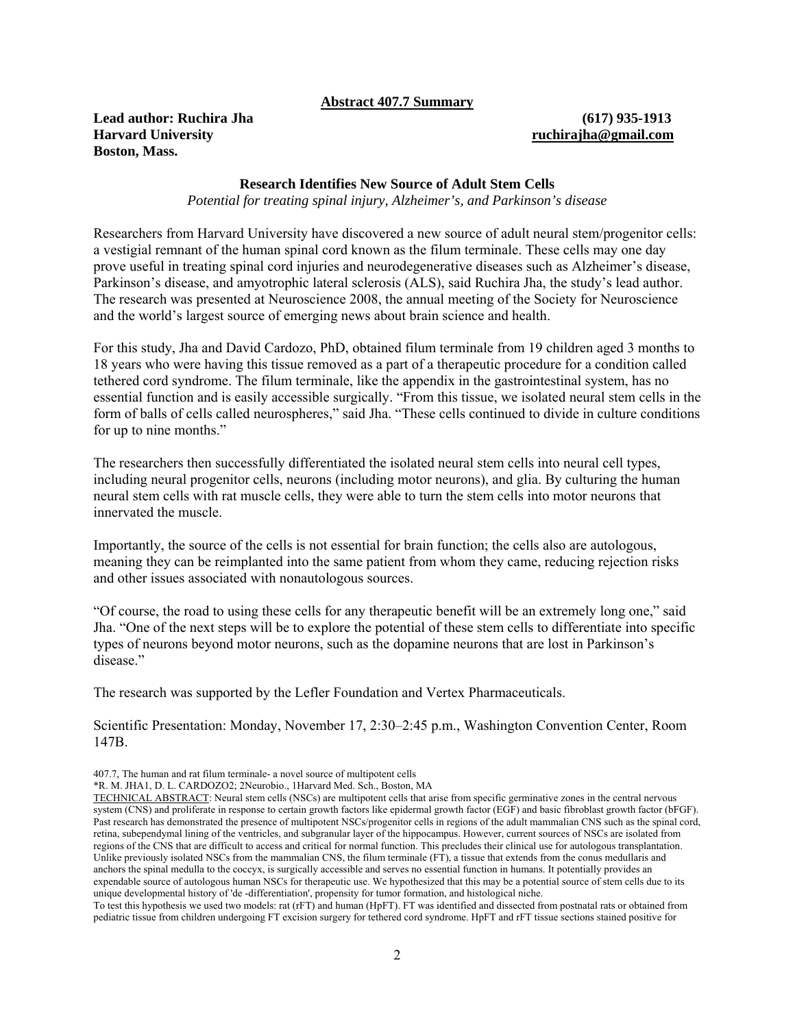**Abstract 407.7 Summary**

**Lead author: Ruchira Jha** **(617) 935-1913**
**Harvard University** **ruchirajha@gmail.com**
**Boston, Mass.**

### Research Identifies New Source of Adult Stem Cells

*Potential for treating spinal injury, Alzheimer's, and Parkinson's disease*

Researchers from Harvard University have discovered a new source of adult neural stem/progenitor cells: a vestigial remnant of the human spinal cord known as the filum terminale. These cells may one day prove useful in treating spinal cord injuries and neurodegenerative diseases such as Alzheimer's disease, Parkinson's disease, and amyotrophic lateral sclerosis (ALS), said Ruchira Jha, the study's lead author. The research was presented at Neuroscience 2008, the annual meeting of the Society for Neuroscience and the world's largest source of emerging news about brain science and health.

For this study, Jha and David Cardozo, PhD, obtained filum terminale from 19 children aged 3 months to 18 years who were having this tissue removed as a part of a therapeutic procedure for a condition called tethered cord syndrome. The filum terminale, like the appendix in the gastrointestinal system, has no essential function and is easily accessible surgically. "From this tissue, we isolated neural stem cells in the form of balls of cells called neurospheres," said Jha. "These cells continued to divide in culture conditions for up to nine months."

The researchers then successfully differentiated the isolated neural stem cells into neural cell types, including neural progenitor cells, neurons (including motor neurons), and glia. By culturing the human neural stem cells with rat muscle cells, they were able to turn the stem cells into motor neurons that innervated the muscle.

Importantly, the source of the cells is not essential for brain function; the cells also are autologous, meaning they can be reimplanted into the same patient from whom they came, reducing rejection risks and other issues associated with nonautologous sources.

"Of course, the road to using these cells for any therapeutic benefit will be an extremely long one," said Jha. "One of the next steps will be to explore the potential of these stem cells to differentiate into specific types of neurons beyond motor neurons, such as the dopamine neurons that are lost in Parkinson's disease."

The research was supported by the Lefler Foundation and Vertex Pharmaceuticals.

Scientific Presentation: Monday, November 17, 2:30–2:45 p.m., Washington Convention Center, Room 147B.

407.7, The human and rat filum terminale- a novel source of multipotent cells
*R. M. JHA1, D. L. CARDOZO2; 2Neurobio., 1Harvard Med. Sch., Boston, MA

TECHNICAL ABSTRACT: Neural stem cells (NSCs) are multipotent cells that arise from specific germinative zones in the central nervous system (CNS) and proliferate in response to certain growth factors like epidermal growth factor (EGF) and basic fibroblast growth factor (bFGF). Past research has demonstrated the presence of multipotent NSCs/progenitor cells in regions of the adult mammalian CNS such as the spinal cord, retina, subependymal lining of the ventricles, and subgranular layer of the hippocampus. However, current sources of NSCs are isolated from regions of the CNS that are difficult to access and critical for normal function. This precludes their clinical use for autologous transplantation. Unlike previously isolated NSCs from the mammalian CNS, the filum terminale (FT), a tissue that extends from the conus medullaris and anchors the spinal medulla to the coccyx, is surgically accessible and serves no essential function in humans. It potentially provides an expendable source of autologous human NSCs for therapeutic use. We hypothesized that this may be a potential source of stem cells due to its unique developmental history of 'de -differentiation', propensity for tumor formation, and histological niche.
To test this hypothesis we used two models: rat (rFT) and human (HpFT). FT was identified and dissected from postnatal rats or obtained from pediatric tissue from children undergoing FT excision surgery for tethered cord syndrome. HpFT and rFT tissue sections stained positive for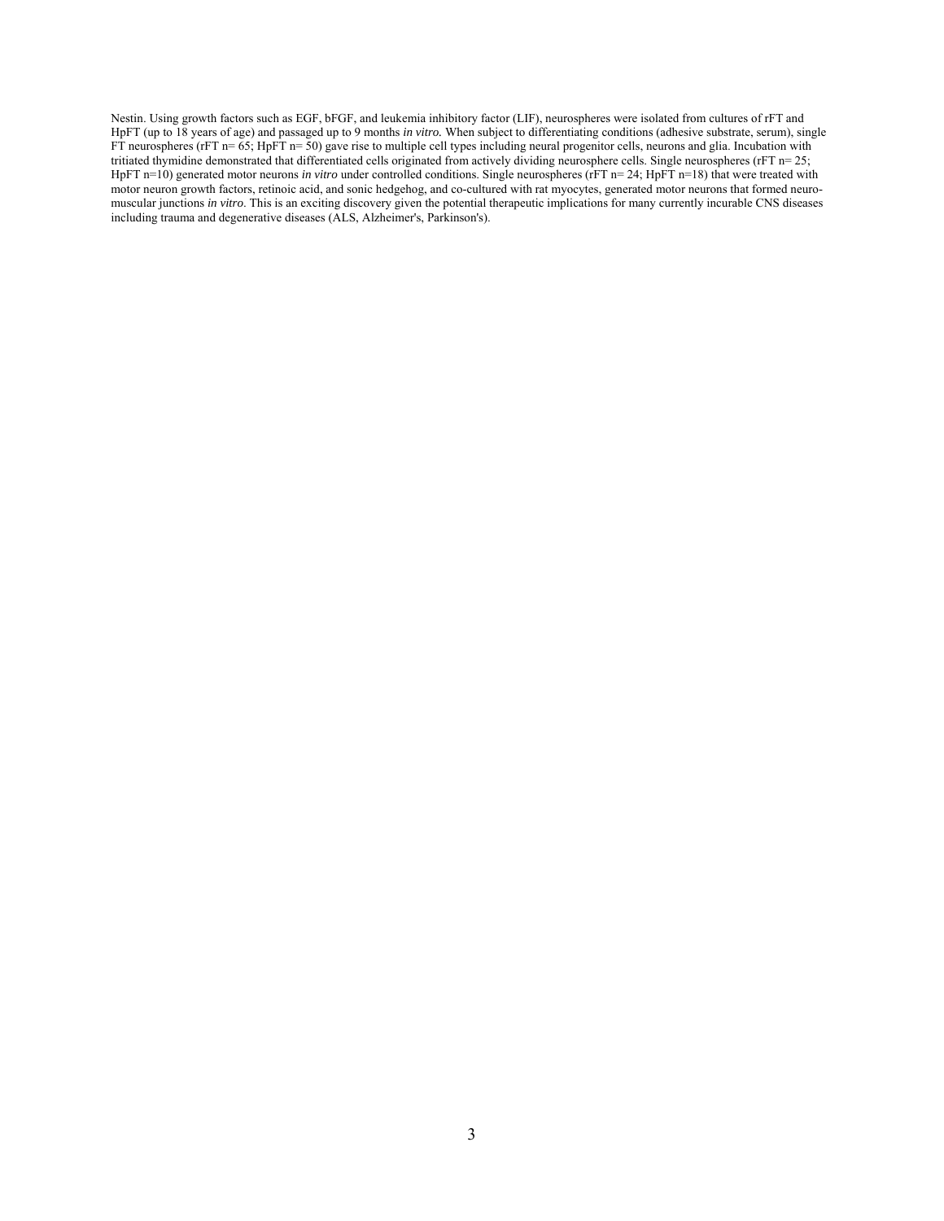Nestin. Using growth factors such as EGF, bFGF, and leukemia inhibitory factor (LIF), neurospheres were isolated from cultures of rFT and HpFT (up to 18 years of age) and passaged up to 9 months *in vitro.* When subject to differentiating conditions (adhesive substrate, serum), single FT neurospheres (rFT n= 65; HpFT n= 50) gave rise to multiple cell types including neural progenitor cells, neurons and glia. Incubation with tritiated thymidine demonstrated that differentiated cells originated from actively dividing neurosphere cells. Single neurospheres (rFT n= 25; HpFT n=10) generated motor neurons *in vitro* under controlled conditions. Single neurospheres (rFT n= 24; HpFT n=18) that were treated with motor neuron growth factors, retinoic acid, and sonic hedgehog, and co-cultured with rat myocytes, generated motor neurons that formed neuro-muscular junctions *in vitro*. This is an exciting discovery given the potential therapeutic implications for many currently incurable CNS diseases including trauma and degenerative diseases (ALS, Alzheimer's, Parkinson's).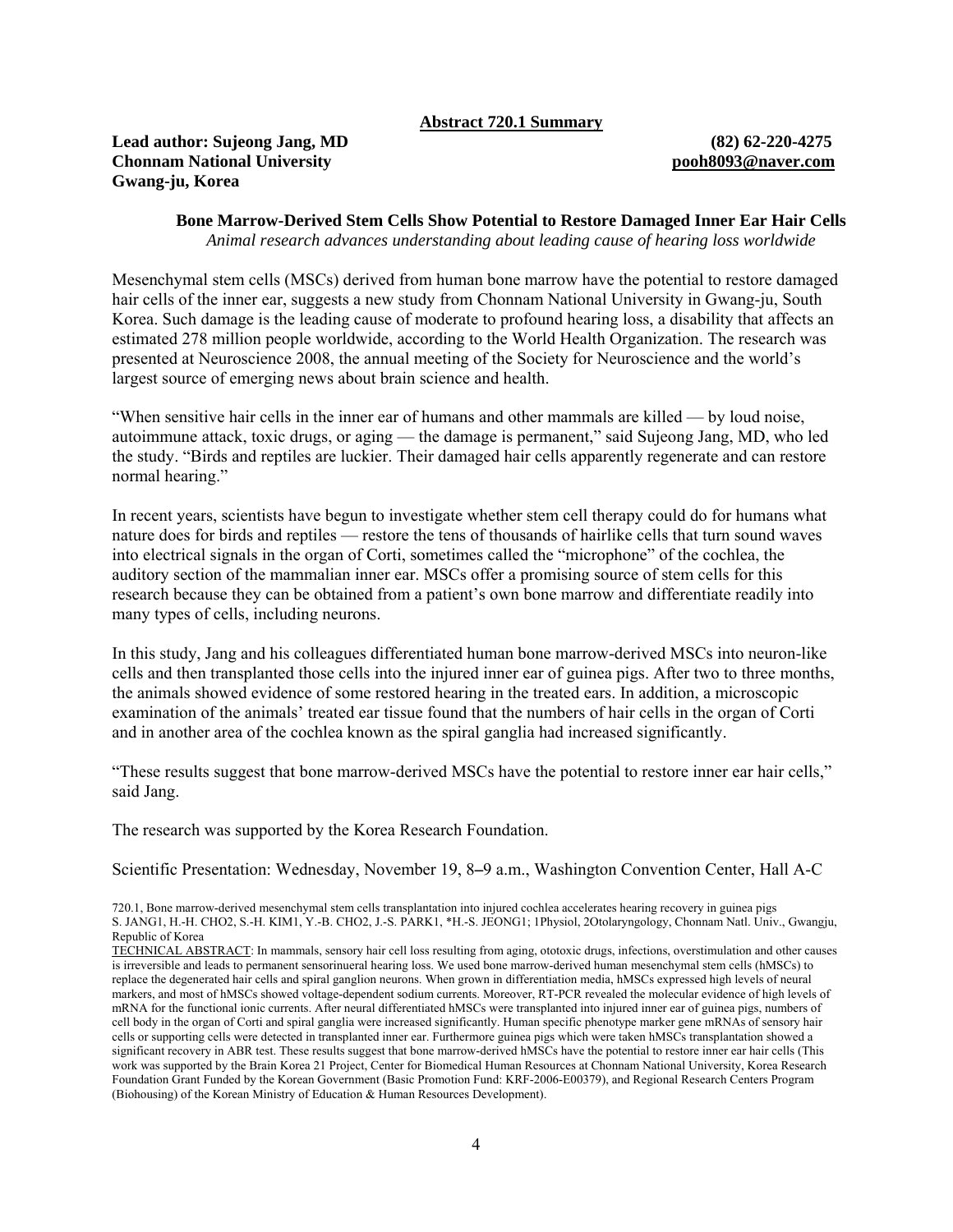**Abstract 720.1 Summary**

**Lead author: Sujeong Jang, MD** **(82) 62-220-4275**
**Chonnam National University** **pooh8093@naver.com**
**Gwang-ju, Korea**

**Bone Marrow-Derived Stem Cells Show Potential to Restore Damaged Inner Ear Hair Cells**
*Animal research advances understanding about leading cause of hearing loss worldwide*

Mesenchymal stem cells (MSCs) derived from human bone marrow have the potential to restore damaged hair cells of the inner ear, suggests a new study from Chonnam National University in Gwang-ju, South Korea. Such damage is the leading cause of moderate to profound hearing loss, a disability that affects an estimated 278 million people worldwide, according to the World Health Organization. The research was presented at Neuroscience 2008, the annual meeting of the Society for Neuroscience and the world's largest source of emerging news about brain science and health.

"When sensitive hair cells in the inner ear of humans and other mammals are killed — by loud noise, autoimmune attack, toxic drugs, or aging — the damage is permanent," said Sujeong Jang, MD, who led the study. "Birds and reptiles are luckier. Their damaged hair cells apparently regenerate and can restore normal hearing."

In recent years, scientists have begun to investigate whether stem cell therapy could do for humans what nature does for birds and reptiles — restore the tens of thousands of hairlike cells that turn sound waves into electrical signals in the organ of Corti, sometimes called the "microphone" of the cochlea, the auditory section of the mammalian inner ear. MSCs offer a promising source of stem cells for this research because they can be obtained from a patient's own bone marrow and differentiate readily into many types of cells, including neurons.

In this study, Jang and his colleagues differentiated human bone marrow-derived MSCs into neuron-like cells and then transplanted those cells into the injured inner ear of guinea pigs. After two to three months, the animals showed evidence of some restored hearing in the treated ears. In addition, a microscopic examination of the animals' treated ear tissue found that the numbers of hair cells in the organ of Corti and in another area of the cochlea known as the spiral ganglia had increased significantly.

"These results suggest that bone marrow-derived MSCs have the potential to restore inner ear hair cells," said Jang.

The research was supported by the Korea Research Foundation.

Scientific Presentation: Wednesday, November 19, 8–9 a.m., Washington Convention Center, Hall A-C

720.1, Bone marrow-derived mesenchymal stem cells transplantation into injured cochlea accelerates hearing recovery in guinea pigs
S. JANG1, H.-H. CHO2, S.-H. KIM1, Y.-B. CHO2, J.-S. PARK1, *H.-S. JEONG1; 1Physiol, 2Otolaryngology, Chonnam Natl. Univ., Gwangju, Republic of Korea

TECHNICAL ABSTRACT: In mammals, sensory hair cell loss resulting from aging, ototoxic drugs, infections, overstimulation and other causes is irreversible and leads to permanent sensorineural hearing loss. We used bone marrow-derived human mesenchymal stem cells (hMSCs) to replace the degenerated hair cells and spiral ganglion neurons. When grown in differentiation media, hMSCs expressed high levels of neural markers, and most of hMSCs showed voltage-dependent sodium currents. Moreover, RT-PCR revealed the molecular evidence of high levels of mRNA for the functional ionic currents. After neural differentiated hMSCs were transplanted into injured inner ear of guinea pigs, numbers of cell body in the organ of Corti and spiral ganglia were increased significantly. Human specific phenotype marker gene mRNAs of sensory hair cells or supporting cells were detected in transplanted inner ear. Furthermore guinea pigs which were taken hMSCs transplantation showed a significant recovery in ABR test. These results suggest that bone marrow-derived hMSCs have the potential to restore inner ear hair cells (This work was supported by the Brain Korea 21 Project, Center for Biomedical Human Resources at Chonnam National University, Korea Research Foundation Grant Funded by the Korean Government (Basic Promotion Fund: KRF-2006-E00379), and Regional Research Centers Program (Biohousing) of the Korean Ministry of Education & Human Resources Development).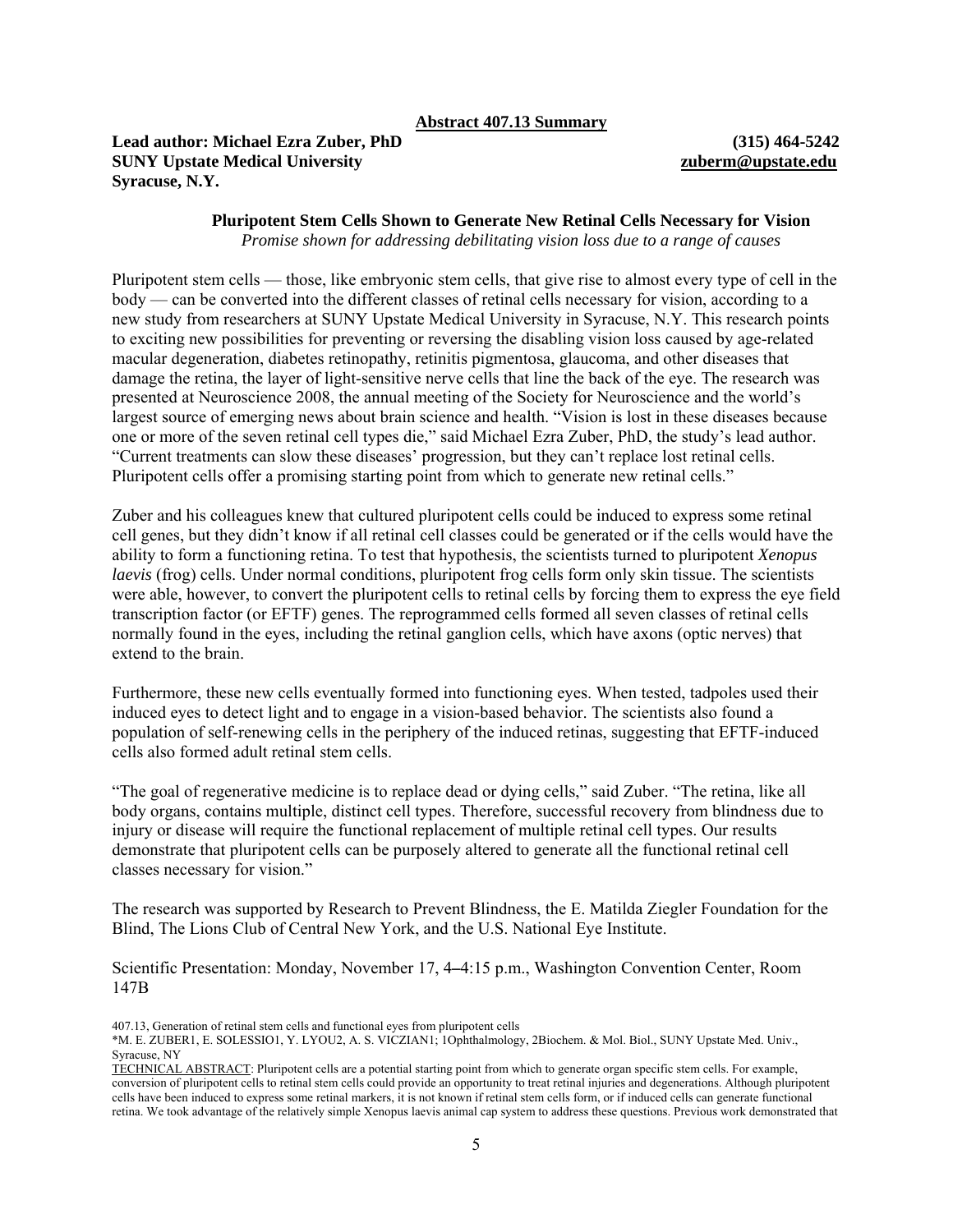**Abstract 407.13 Summary**

**Lead author: Michael Ezra Zuber, PhD** **(315) 464-5242**
**SUNY Upstate Medical University** **zuberm@upstate.edu**
**Syracuse, N.Y.**

**Pluripotent Stem Cells Shown to Generate New Retinal Cells Necessary for Vision**
*Promise shown for addressing debilitating vision loss due to a range of causes*

Pluripotent stem cells — those, like embryonic stem cells, that give rise to almost every type of cell in the body — can be converted into the different classes of retinal cells necessary for vision, according to a new study from researchers at SUNY Upstate Medical University in Syracuse, N.Y. This research points to exciting new possibilities for preventing or reversing the disabling vision loss caused by age-related macular degeneration, diabetes retinopathy, retinitis pigmentosa, glaucoma, and other diseases that damage the retina, the layer of light-sensitive nerve cells that line the back of the eye. The research was presented at Neuroscience 2008, the annual meeting of the Society for Neuroscience and the world's largest source of emerging news about brain science and health. "Vision is lost in these diseases because one or more of the seven retinal cell types die," said Michael Ezra Zuber, PhD, the study's lead author. "Current treatments can slow these diseases' progression, but they can't replace lost retinal cells. Pluripotent cells offer a promising starting point from which to generate new retinal cells."

Zuber and his colleagues knew that cultured pluripotent cells could be induced to express some retinal cell genes, but they didn't know if all retinal cell classes could be generated or if the cells would have the ability to form a functioning retina. To test that hypothesis, the scientists turned to pluripotent *Xenopus laevis* (frog) cells. Under normal conditions, pluripotent frog cells form only skin tissue. The scientists were able, however, to convert the pluripotent cells to retinal cells by forcing them to express the eye field transcription factor (or EFTF) genes. The reprogrammed cells formed all seven classes of retinal cells normally found in the eyes, including the retinal ganglion cells, which have axons (optic nerves) that extend to the brain.

Furthermore, these new cells eventually formed into functioning eyes. When tested, tadpoles used their induced eyes to detect light and to engage in a vision-based behavior. The scientists also found a population of self-renewing cells in the periphery of the induced retinas, suggesting that EFTF-induced cells also formed adult retinal stem cells.

"The goal of regenerative medicine is to replace dead or dying cells," said Zuber. "The retina, like all body organs, contains multiple, distinct cell types. Therefore, successful recovery from blindness due to injury or disease will require the functional replacement of multiple retinal cell types. Our results demonstrate that pluripotent cells can be purposely altered to generate all the functional retinal cell classes necessary for vision."

The research was supported by Research to Prevent Blindness, the E. Matilda Ziegler Foundation for the Blind, The Lions Club of Central New York, and the U.S. National Eye Institute.

Scientific Presentation: Monday, November 17, 4–4:15 p.m., Washington Convention Center, Room 147B

407.13, Generation of retinal stem cells and functional eyes from pluripotent cells

*M. E. ZUBER[1], E. SOLESSIO[1], Y. LYOU[2], A. S. VICZIAN[1]; [1]Ophthalmology, [2]Biochem. & Mol. Biol., SUNY Upstate Med. Univ., Syracuse, NY

TECHNICAL ABSTRACT: Pluripotent cells are a potential starting point from which to generate organ specific stem cells. For example, conversion of pluripotent cells to retinal stem cells could provide an opportunity to treat retinal injuries and degenerations. Although pluripotent cells have been induced to express some retinal markers, it is not known if retinal stem cells form, or if induced cells can generate functional retina. We took advantage of the relatively simple Xenopus laevis animal cap system to address these questions. Previous work demonstrated that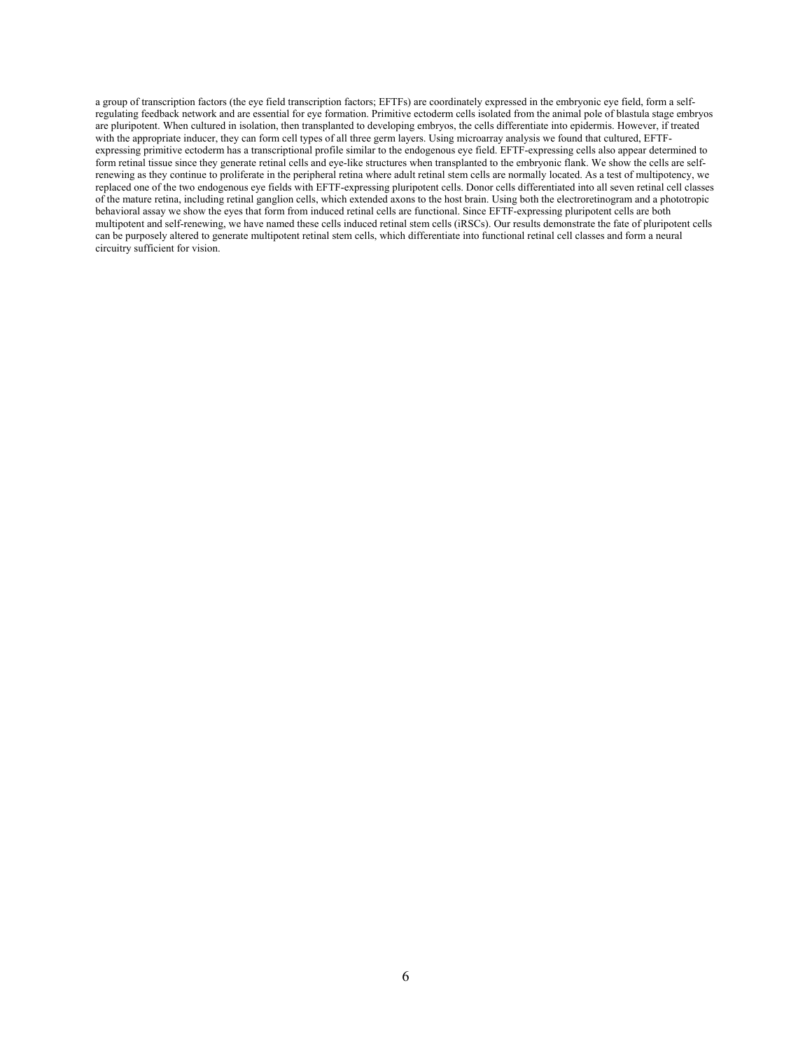a group of transcription factors (the eye field transcription factors; EFTFs) are coordinately expressed in the embryonic eye field, form a self-regulating feedback network and are essential for eye formation. Primitive ectoderm cells isolated from the animal pole of blastula stage embryos are pluripotent. When cultured in isolation, then transplanted to developing embryos, the cells differentiate into epidermis. However, if treated with the appropriate inducer, they can form cell types of all three germ layers. Using microarray analysis we found that cultured, EFTF-expressing primitive ectoderm has a transcriptional profile similar to the endogenous eye field. EFTF-expressing cells also appear determined to form retinal tissue since they generate retinal cells and eye-like structures when transplanted to the embryonic flank. We show the cells are self-renewing as they continue to proliferate in the peripheral retina where adult retinal stem cells are normally located. As a test of multipotency, we replaced one of the two endogenous eye fields with EFTF-expressing pluripotent cells. Donor cells differentiated into all seven retinal cell classes of the mature retina, including retinal ganglion cells, which extended axons to the host brain. Using both the electroretinogram and a phototropic behavioral assay we show the eyes that form from induced retinal cells are functional. Since EFTF-expressing pluripotent cells are both multipotent and self-renewing, we have named these cells induced retinal stem cells (iRSCs). Our results demonstrate the fate of pluripotent cells can be purposely altered to generate multipotent retinal stem cells, which differentiate into functional retinal cell classes and form a neural circuitry sufficient for vision.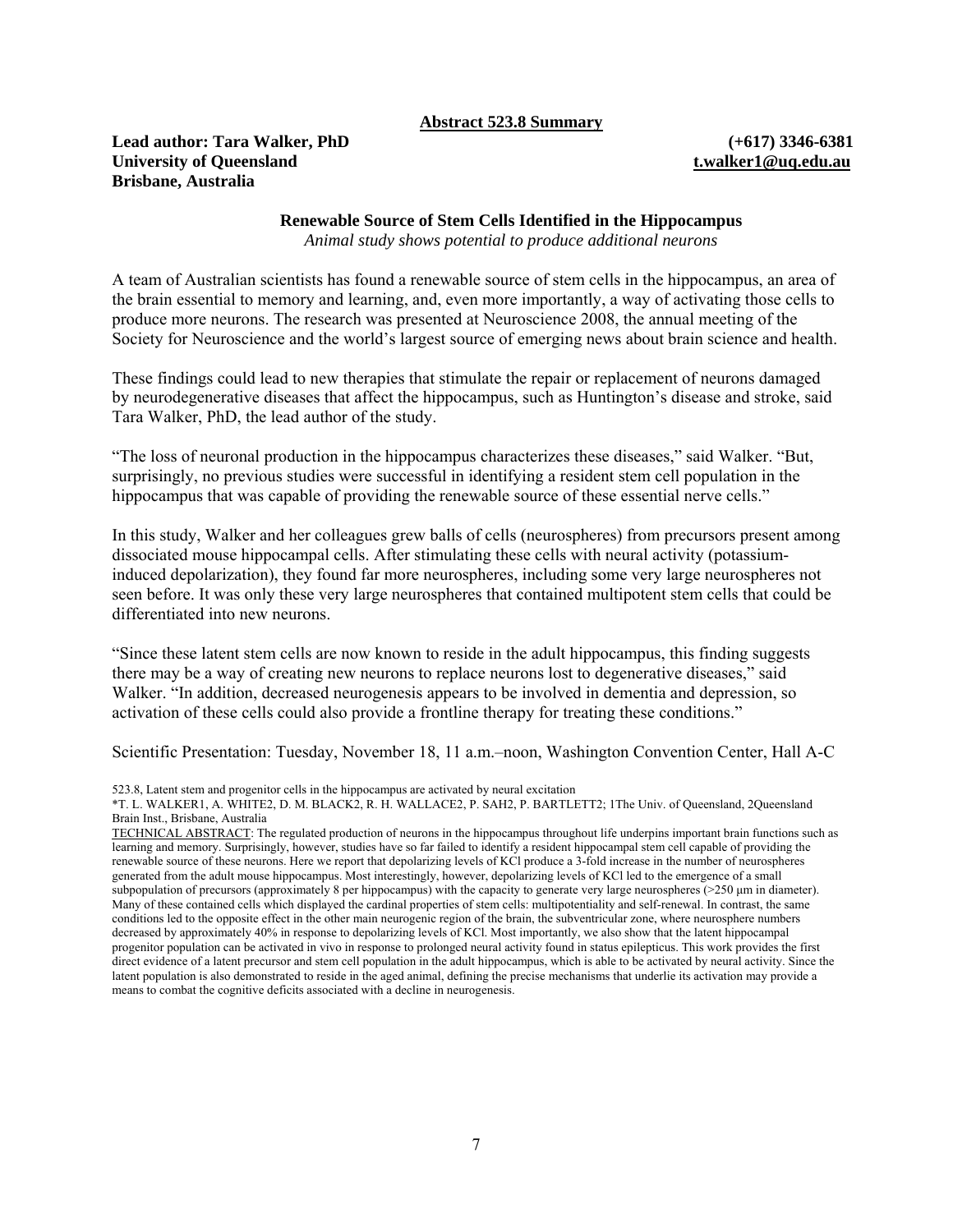**Abstract 523.8 Summary**

**Lead author: Tara Walker, PhD** **(+617) 3346-6381**
**University of Queensland** **t.walker1@uq.edu.au**
**Brisbane, Australia**

**Renewable Source of Stem Cells Identified in the Hippocampus**

*Animal study shows potential to produce additional neurons*

A team of Australian scientists has found a renewable source of stem cells in the hippocampus, an area of the brain essential to memory and learning, and, even more importantly, a way of activating those cells to produce more neurons. The research was presented at Neuroscience 2008, the annual meeting of the Society for Neuroscience and the world's largest source of emerging news about brain science and health.

These findings could lead to new therapies that stimulate the repair or replacement of neurons damaged by neurodegenerative diseases that affect the hippocampus, such as Huntington's disease and stroke, said Tara Walker, PhD, the lead author of the study.

"The loss of neuronal production in the hippocampus characterizes these diseases," said Walker. "But, surprisingly, no previous studies were successful in identifying a resident stem cell population in the hippocampus that was capable of providing the renewable source of these essential nerve cells."

In this study, Walker and her colleagues grew balls of cells (neurospheres) from precursors present among dissociated mouse hippocampal cells. After stimulating these cells with neural activity (potassium-induced depolarization), they found far more neurospheres, including some very large neurospheres not seen before. It was only these very large neurospheres that contained multipotent stem cells that could be differentiated into new neurons.

"Since these latent stem cells are now known to reside in the adult hippocampus, this finding suggests there may be a way of creating new neurons to replace neurons lost to degenerative diseases," said Walker. "In addition, decreased neurogenesis appears to be involved in dementia and depression, so activation of these cells could also provide a frontline therapy for treating these conditions."

Scientific Presentation: Tuesday, November 18, 11 a.m.–noon, Washington Convention Center, Hall A-C

523.8, Latent stem and progenitor cells in the hippocampus are activated by neural excitation

*T. L. WALKER1, A. WHITE2, D. M. BLACK2, R. H. WALLACE2, P. SAH2, P. BARTLETT2; 1The Univ. of Queensland, 2Queensland Brain Inst., Brisbane, Australia

TECHNICAL ABSTRACT: The regulated production of neurons in the hippocampus throughout life underpins important brain functions such as learning and memory. Surprisingly, however, studies have so far failed to identify a resident hippocampal stem cell capable of providing the renewable source of these neurons. Here we report that depolarizing levels of KCl produce a 3-fold increase in the number of neurospheres generated from the adult mouse hippocampus. Most interestingly, however, depolarizing levels of KCl led to the emergence of a small subpopulation of precursors (approximately 8 per hippocampus) with the capacity to generate very large neurospheres (>250 µm in diameter). Many of these contained cells which displayed the cardinal properties of stem cells: multipotentiality and self-renewal. In contrast, the same conditions led to the opposite effect in the other main neurogenic region of the brain, the subventricular zone, where neurosphere numbers decreased by approximately 40% in response to depolarizing levels of KCl. Most importantly, we also show that the latent hippocampal progenitor population can be activated in vivo in response to prolonged neural activity found in status epilepticus. This work provides the first direct evidence of a latent precursor and stem cell population in the adult hippocampus, which is able to be activated by neural activity. Since the latent population is also demonstrated to reside in the aged animal, defining the precise mechanisms that underlie its activation may provide a means to combat the cognitive deficits associated with a decline in neurogenesis.